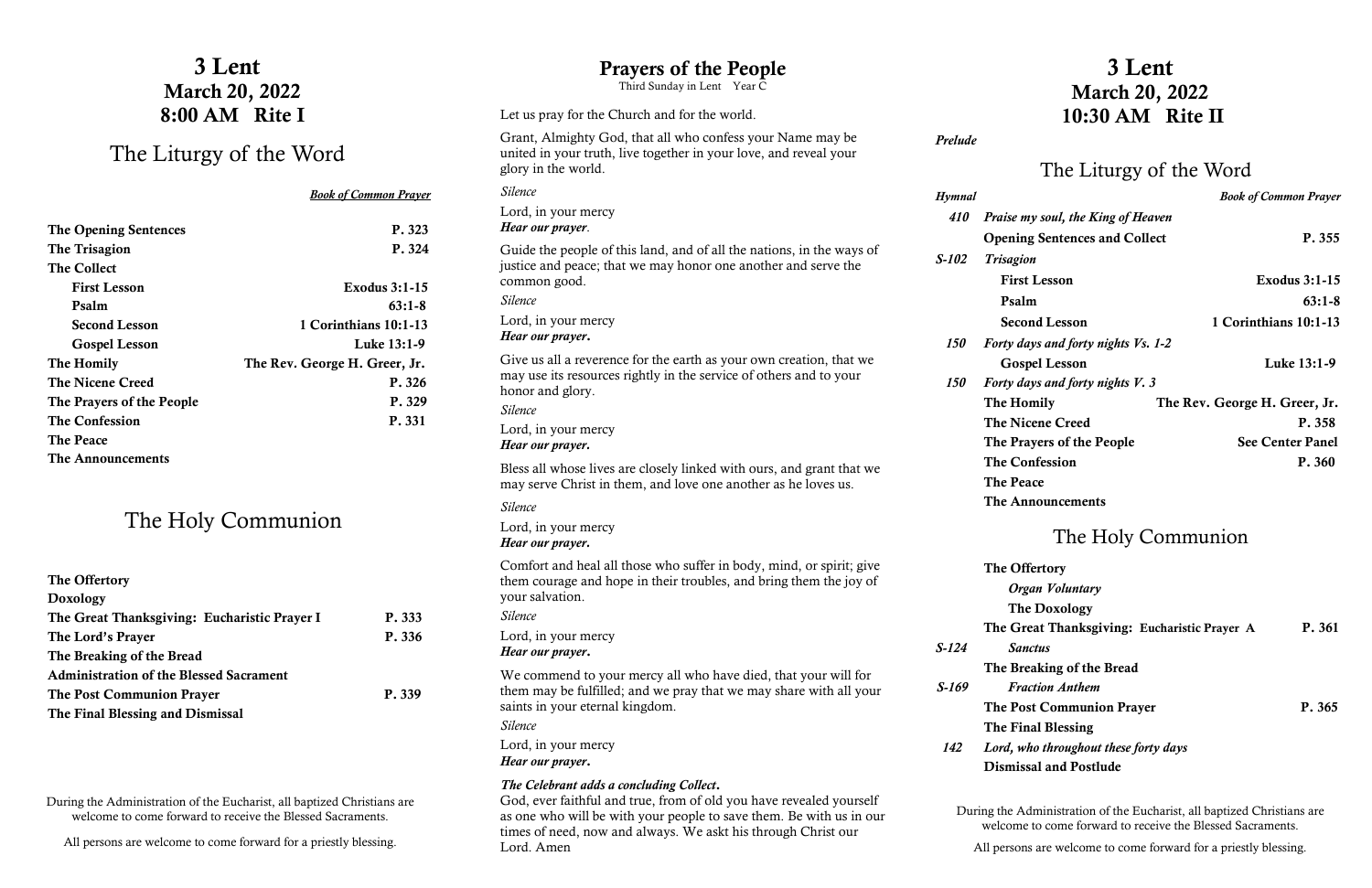# 3 Lent
## March 20, 2022
## 8:00 AM Rite I

## The Liturgy of the Word

| | *Book of Common Prayer* |
|---|---|
| **The Opening Sentences** | **P. 323** |
| **The Trisagion** | **P. 324** |
| **The Collect** | |
| **First Lesson** | **Exodus 3:1-15** |
| **Psalm** | **63:1-8** |
| **Second Lesson** | **1 Corinthians 10:1-13** |
| **Gospel Lesson** | **Luke 13:1-9** |
| **The Homily** | **The Rev. George H. Greer, Jr.** |
| **The Nicene Creed** | **P. 326** |
| **The Prayers of the People** | **P. 329** |
| **The Confession** | **P. 331** |
| **The Peace** | |
| **The Announcements** | |

## The Holy Communion

| | |
|---|---|
| **The Offertory** | |
| **Doxology** | |
| **The Great Thanksgiving: Eucharistic Prayer I** | **P. 333** |
| **The Lord's Prayer** | **P. 336** |
| **The Breaking of the Bread** | |
| **Administration of the Blessed Sacrament** | |
| **The Post Communion Prayer** | **P. 339** |
| **The Final Blessing and Dismissal** | |

During the Administration of the Eucharist, all baptized Christians are welcome to come forward to receive the Blessed Sacraments.

All persons are welcome to come forward for a priestly blessing.

# Prayers of the People
Third Sunday in Lent Year C

Let us pray for the Church and for the world.

Grant, Almighty God, that all who confess your Name may be united in your truth, live together in your love, and reveal your glory in the world.

*Silence*

Lord, in your mercy
***Hear our prayer***.

Guide the people of this land, and of all the nations, in the ways of justice and peace; that we may honor one another and serve the common good.

*Silence*

Lord, in your mercy
***Hear our prayer.***

Give us all a reverence for the earth as your own creation, that we may use its resources rightly in the service of others and to your honor and glory.

*Silence*

Lord, in your mercy
***Hear our prayer.***

Bless all whose lives are closely linked with ours, and grant that we may serve Christ in them, and love one another as he loves us.

*Silence*

Lord, in your mercy
***Hear our prayer.***

Comfort and heal all those who suffer in body, mind, or spirit; give them courage and hope in their troubles, and bring them the joy of your salvation.

*Silence*

Lord, in your mercy
***Hear our prayer.***

We commend to your mercy all who have died, that your will for them may be fulfilled; and we pray that we may share with all your saints in your eternal kingdom.

*Silence*

Lord, in your mercy
***Hear our prayer.***

***The Celebrant adds a concluding Collect.***

God, ever faithful and true, from of old you have revealed yourself as one who will be with your people to save them. Be with us in our times of need, now and always. We askt his through Christ our Lord. Amen

# 3 Lent
## March 20, 2022
## 10:30 AM Rite II

***Prelude***

## The Liturgy of the Word

| *Hymnal* | | *Book of Common Prayer* |
|---|---|---|
| *410* | ***Praise my soul, the King of Heaven*** | |
| | **Opening Sentences and Collect** | **P. 355** |
| *S-102* | ***Trisagion*** | |
| | **First Lesson** | **Exodus 3:1-15** |
| | **Psalm** | **63:1-8** |
| | **Second Lesson** | **1 Corinthians 10:1-13** |
| *150* | ***Forty days and forty nights Vs. 1-2*** | |
| | **Gospel Lesson** | **Luke 13:1-9** |
| *150* | ***Forty days and forty nights V. 3*** | |
| | **The Homily** | **The Rev. George H. Greer, Jr.** |
| | **The Nicene Creed** | **P. 358** |
| | **The Prayers of the People** | **See Center Panel** |
| | **The Confession** | **P. 360** |
| | **The Peace** | |
| | **The Announcements** | |

## The Holy Communion

| | | |
|---|---|---|
| | **The Offertory** | |
| | ***Organ Voluntary*** | |
| | **The Doxology** | |
| | **The Great Thanksgiving: Eucharistic Prayer A** | **P. 361** |
| *S-124* | ***Sanctus*** | |
| | **The Breaking of the Bread** | |
| *S-169* | ***Fraction Anthem*** | |
| | **The Post Communion Prayer** | **P. 365** |
| | **The Final Blessing** | |
| *142* | ***Lord, who throughout these forty days*** | |
| | **Dismissal and Postlude** | |

During the Administration of the Eucharist, all baptized Christians are welcome to come forward to receive the Blessed Sacraments.

All persons are welcome to come forward for a priestly blessing.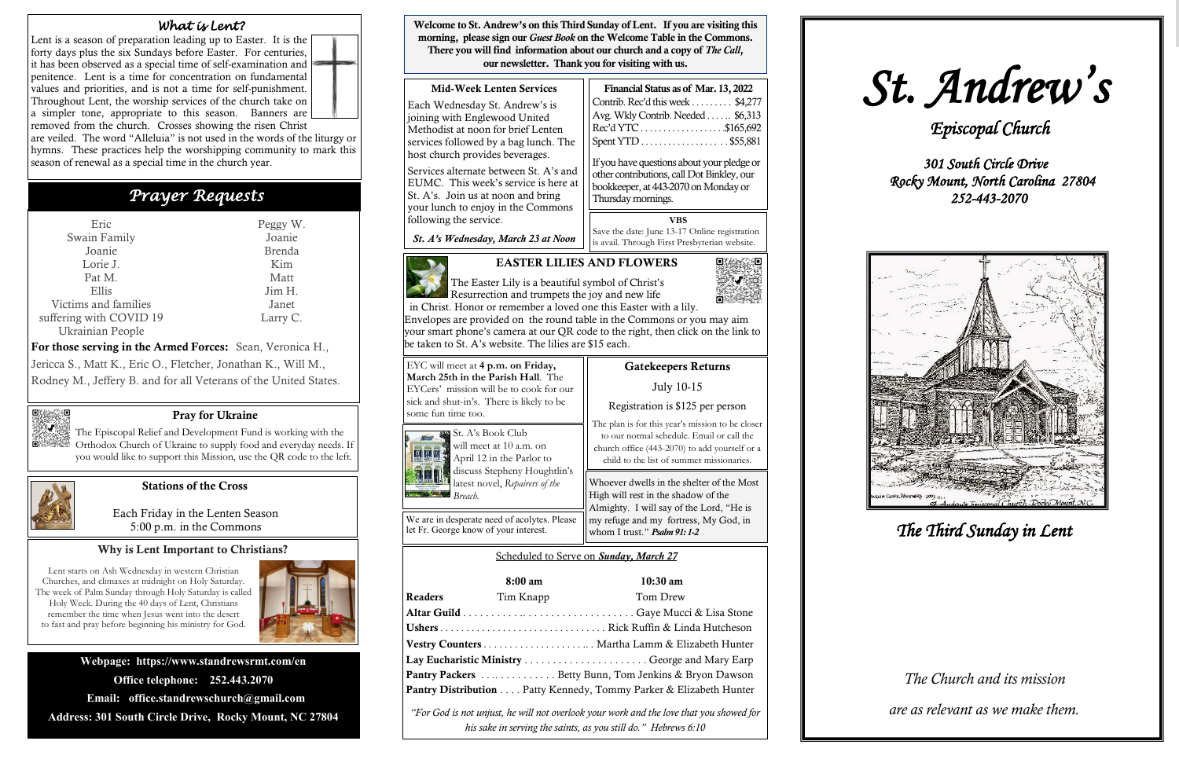## *What is Lent?*

Lent is a season of preparation leading up to Easter. It is the forty days plus the six Sundays before Easter. For centuries, it has been observed as a special time of self-examination and penitence. Lent is a time for concentration on fundamental values and priorities, and is not a time for self-punishment. Throughout Lent, the worship services of the church take on a simpler tone, appropriate to this season. Banners are removed from the church. Crosses showing the risen Christ are veiled. The word "Alleluia" is not used in the words of the liturgy or hymns. These practices help the worshipping community to mark this season of renewal as a special time in the church year.

## *Prayer Requests*

| | |
|---|---|
| Eric | Peggy W. |
| Swain Family | Joanie |
| Joanie | Brenda |
| Lorie J. | Kim |
| Pat M. | Matt |
| Ellis | Jim H. |
| Victims and families suffering with COVID 19 | Janet |
| Ukrainian People | Larry C. |

**For those serving in the Armed Forces:** Sean, Veronica H., Jericca S., Matt K., Eric O., Fletcher, Jonathan K., Will M., Rodney M., Jeffery B. and for all Veterans of the United States.

### Pray for Ukraine

The Episcopal Relief and Development Fund is working with the Orthodox Church of Ukraine to supply food and everyday needs. If you would like to support this Mission, use the QR code to the left.

### Stations of the Cross

Each Friday in the Lenten Season
5:00 p.m. in the Commons

### Why is Lent Important to Christians?

Lent starts on Ash Wednesday in western Christian Churches, and climaxes at midnight on Holy Saturday. The week of Palm Sunday through Holy Saturday is called Holy Week. During the 40 days of Lent, Christians remember the time when Jesus went into the desert to fast and pray before beginning his ministry for God.

**Webpage: https://www.standrewsrmt.com/en**
**Office telephone: 252.443.2070**
**Email: office.standrewschurch@gmail.com**
**Address: 301 South Circle Drive, Rocky Mount, NC 27804**

**Welcome to St. Andrew's on this Third Sunday of Lent. If you are visiting this morning, please sign our *Guest Book* on the Welcome Table in the Commons. There you will find information about our church and a copy of *The Call*, our newsletter. Thank you for visiting with us.**

### Mid-Week Lenten Services

Each Wednesday St. Andrew's is joining with Englewood United Methodist at noon for brief Lenten services followed by a bag lunch. The host church provides beverages.

Services alternate between St. A's and EUMC. This week's service is here at St. A's. Join us at noon and bring your lunch to enjoy in the Commons following the service.

***St. A's Wednesday, March 23 at Noon***

### Financial Status as of Mar. 13, 2022

| | |
|---|---|
| Contrib. Rec'd this week | $4,277 |
| Avg. Wkly Contrib. Needed | $6,313 |
| Rec'd YTC | $165,692 |
| Spent YTD | $55,881 |

If you have questions about your pledge or other contributions, call Dot Binkley, our bookkeeper, at 443-2070 on Monday or Thursday mornings.

### VBS

Save the date: June 13-17 Online registration is avail. Through First Presbyterian website.

### EASTER LILIES AND FLOWERS

The Easter Lily is a beautiful symbol of Christ's Resurrection and trumpets the joy and new life in Christ. Honor or remember a loved one this Easter with a lily. Envelopes are provided on the round table in the Commons or you may aim your smart phone's camera at our QR code to the right, then click on the link to be taken to St. A's website. The lilies are $15 each.

EYC will meet at **4 p.m. on Friday, March 25th in the Parish Hall**. The EYCers' mission will be to cook for our sick and shut-in's. There is likely to be some fun time too.

St. A's Book Club will meet at 10 a.m. on April 12 in the Parlor to discuss Stepheny Houghtlin's latest novel, *Repairers of the Breach.*

We are in desperate need of acolytes. Please let Fr. George know of your interest.

### Gatekeepers Returns

July 10-15

Registration is $125 per person

The plan is for this year's mission to be closer to our normal schedule. Email or call the church office (443-2070) to add yourself or a child to the list of summer missionaries.

Whoever dwells in the shelter of the Most High will rest in the shadow of the Almighty. I will say of the Lord, "He is my refuge and my fortress, My God, in whom I trust." ***Psalm 91: 1-2***

### Scheduled to Serve on *Sunday, March 27*

| | 8:00 am | 10:30 am |
|---|---|---|
| **Readers** | Tim Knapp | Tom Drew |

**Altar Guild** . . . . . . . . . . . . Gaye Mucci & Lisa Stone
**Ushers** . . . . . . . . . . . . Rick Ruffin & Linda Hutcheson
**Vestry Counters** . . . . . . . . . . . . Martha Lamm & Elizabeth Hunter
**Lay Eucharistic Ministry** . . . . . . . . . . . . George and Mary Earp
**Pantry Packers** . . . . . . . . . . . . Betty Bunn, Tom Jenkins & Bryon Dawson
**Pantry Distribution** . . . . Patty Kennedy, Tommy Parker & Elizabeth Hunter

*"For God is not unjust, he will not overlook your work and the love that you showed for his sake in serving the saints, as you still do." Hebrews 6:10*

# *St. Andrew's*

## *Episcopal Church*

*301 South Circle Drive*
*Rocky Mount, North Carolina 27804*
*252-443-2070*

## *The Third Sunday in Lent*

*The Church and its mission*

*are as relevant as we make them.*